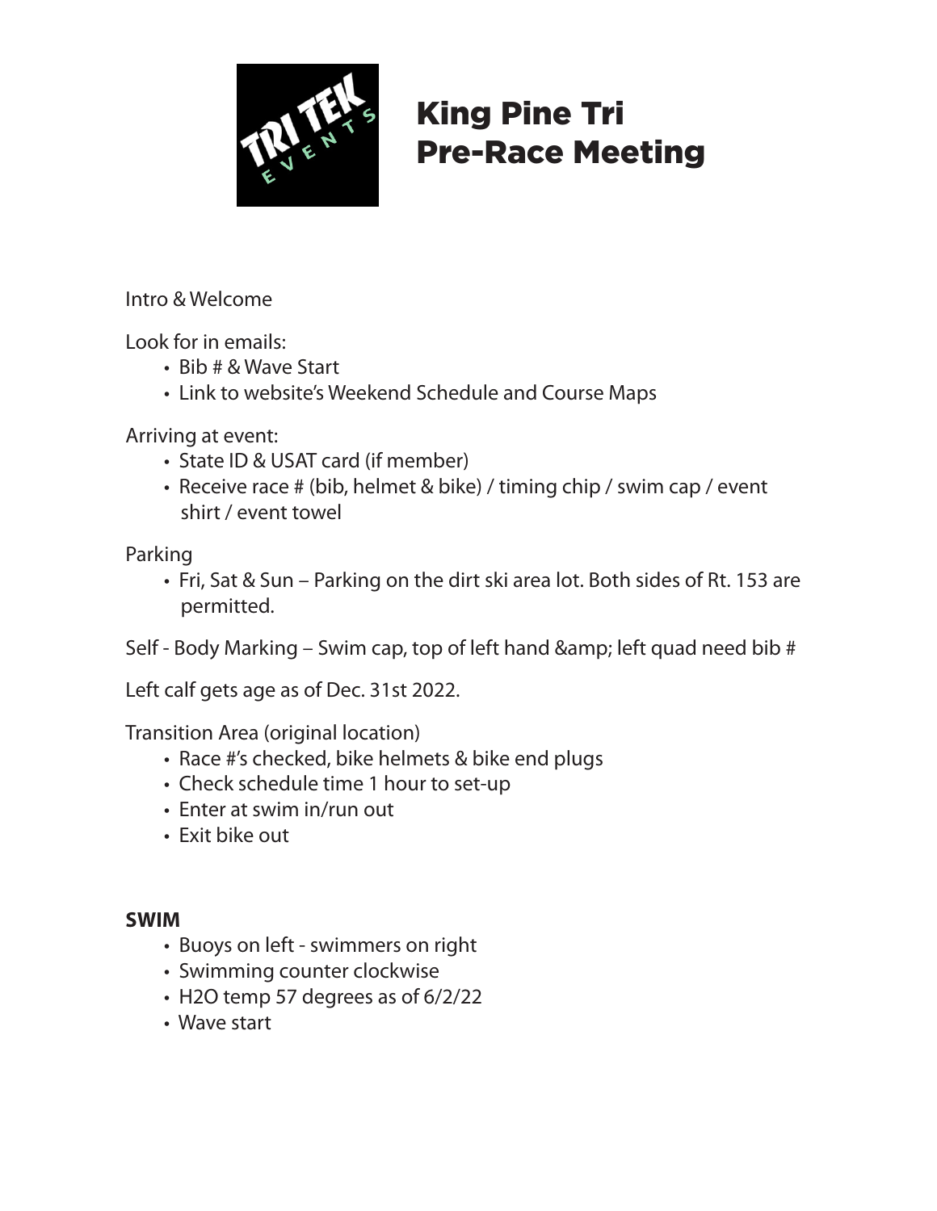# King Pine Tri Pre-Race Meeting

Intro & Welcome

Look for in emails:

- Bib # & Wave Start
- Link to website's Weekend Schedule and Course Maps

Arriving at event:

- State ID & USAT card (if member)
- Receive race # (bib, helmet & bike) / timing chip / swim cap / event shirt / event towel

Parking

- Fri, Sat & Sun – Parking on the dirt ski area lot. Both sides of Rt. 153 are permitted.

Self - Body Marking – Swim cap, top of left hand &amp; left quad need bib #

Left calf gets age as of Dec. 31st 2022.

Transition Area (original location)

- Race #'s checked, bike helmets & bike end plugs
- Check schedule time 1 hour to set-up
- Enter at swim in/run out
- Exit bike out

**SWIM**

- Buoys on left - swimmers on right
- Swimming counter clockwise
- H2O temp 57 degrees as of 6/2/22
- Wave start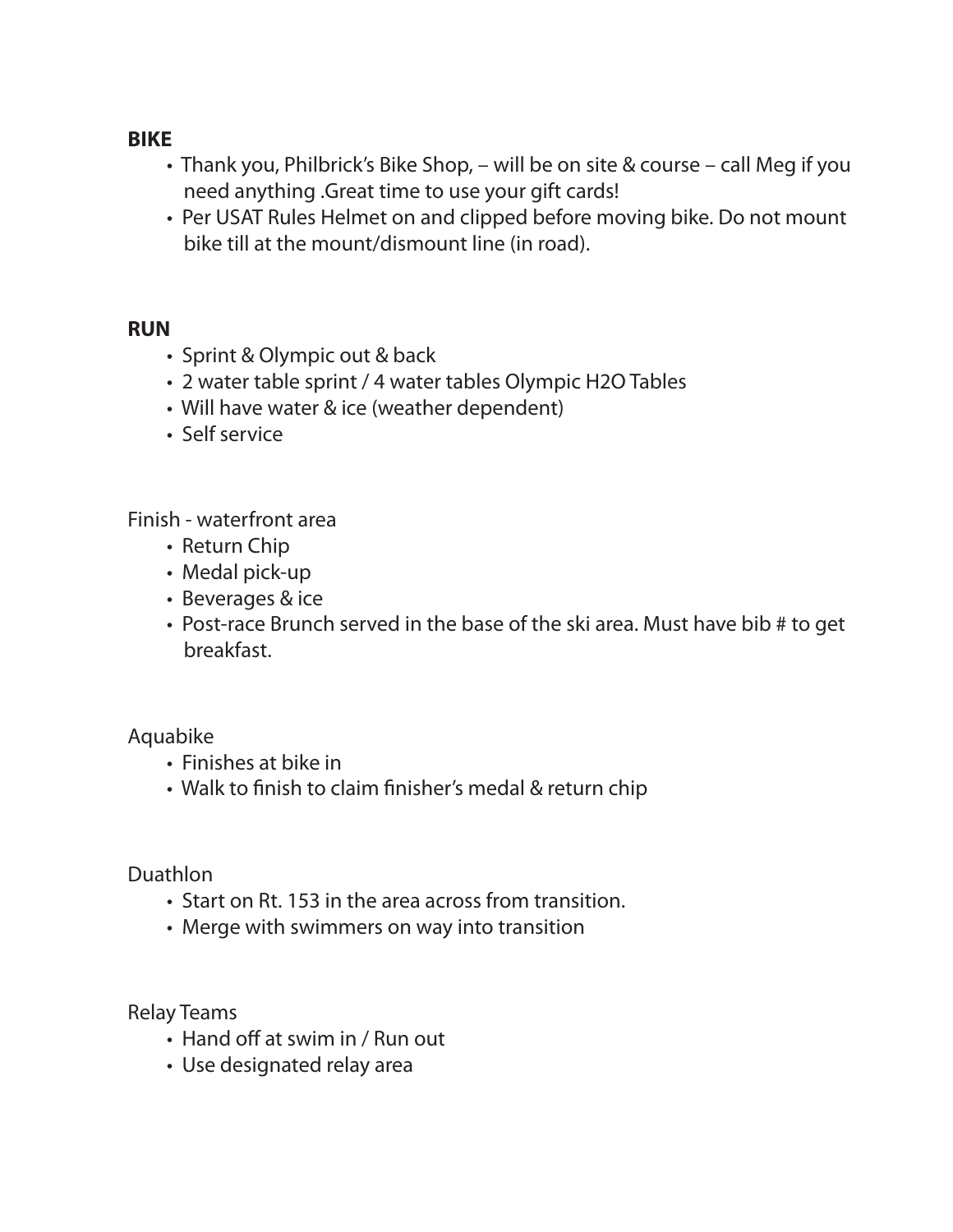**BIKE**

- Thank you, Philbrick's Bike Shop, – will be on site & course – call Meg if you need anything .Great time to use your gift cards!
- Per USAT Rules Helmet on and clipped before moving bike. Do not mount bike till at the mount/dismount line (in road).

**RUN**

- Sprint & Olympic out & back
- 2 water table sprint / 4 water tables Olympic H2O Tables
- Will have water & ice (weather dependent)
- Self service

Finish - waterfront area

- Return Chip
- Medal pick-up
- Beverages & ice
- Post-race Brunch served in the base of the ski area. Must have bib # to get breakfast.

Aquabike

- Finishes at bike in
- Walk to finish to claim finisher's medal & return chip

Duathlon

- Start on Rt. 153 in the area across from transition.
- Merge with swimmers on way into transition

Relay Teams

- Hand off at swim in / Run out
- Use designated relay area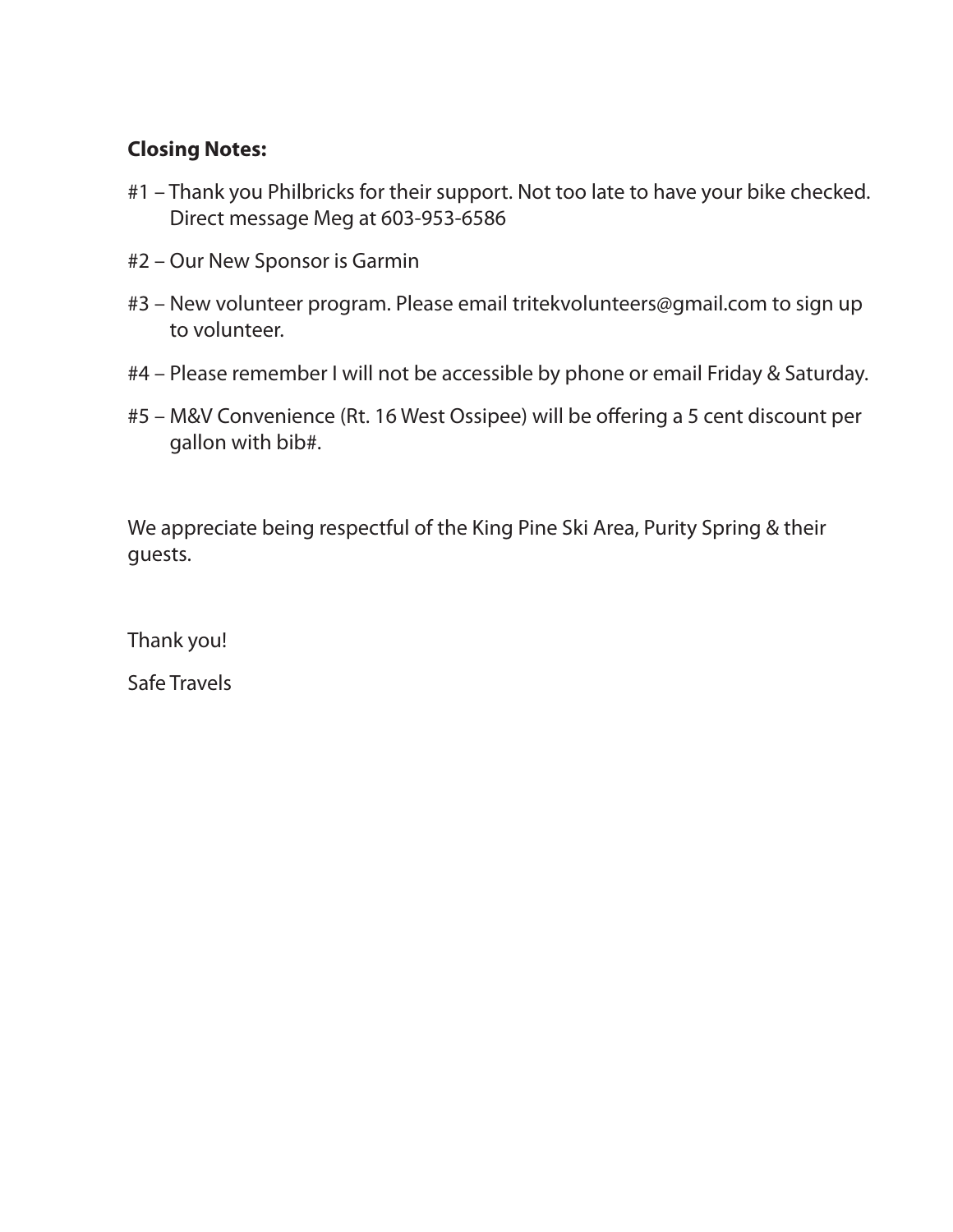**Closing Notes:**

#1 – Thank you Philbricks for their support. Not too late to have your bike checked. Direct message Meg at 603-953-6586

#2 – Our New Sponsor is Garmin

#3 – New volunteer program. Please email tritekvolunteers@gmail.com to sign up to volunteer.

#4 – Please remember I will not be accessible by phone or email Friday & Saturday.

#5 – M&V Convenience (Rt. 16 West Ossipee) will be offering a 5 cent discount per gallon with bib#.

We appreciate being respectful of the King Pine Ski Area, Purity Spring & their guests.

Thank you!

Safe Travels